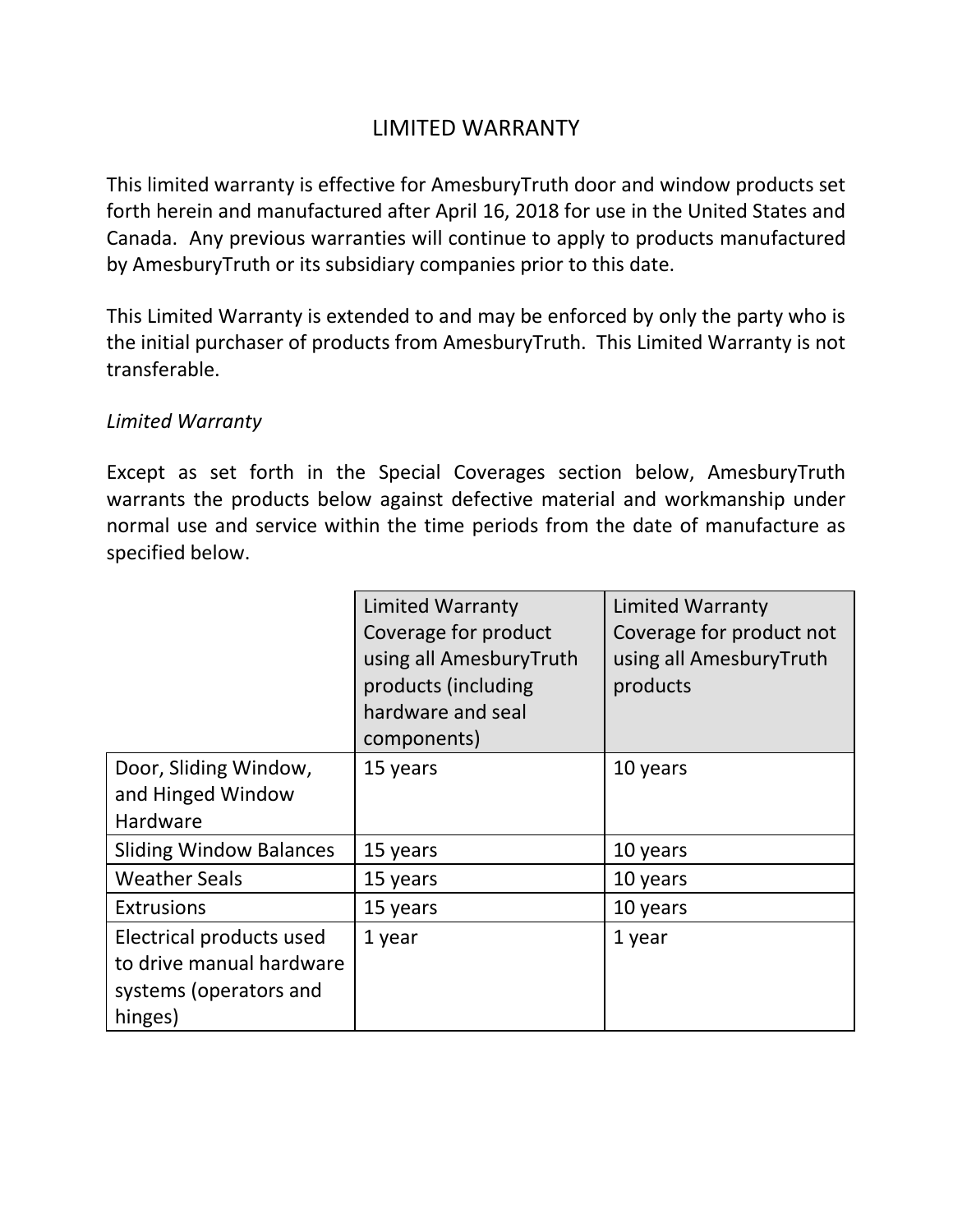# LIMITED WARRANTY

This limited warranty is effective for AmesburyTruth door and window products set forth herein and manufactured after April 16, 2018 for use in the United States and Canada. Any previous warranties will continue to apply to products manufactured by AmesburyTruth or its subsidiary companies prior to this date.

This Limited Warranty is extended to and may be enforced by only the party who is the initial purchaser of products from AmesburyTruth. This Limited Warranty is not transferable.

*Limited Warranty*

Except as set forth in the Special Coverages section below, AmesburyTruth warrants the products below against defective material and workmanship under normal use and service within the time periods from the date of manufacture as specified below.

| | Limited Warranty Coverage for product using all AmesburyTruth products (including hardware and seal components) | Limited Warranty Coverage for product not using all AmesburyTruth products |
|---|---|---|
| Door, Sliding Window, and Hinged Window Hardware | 15 years | 10 years |
| Sliding Window Balances | 15 years | 10 years |
| Weather Seals | 15 years | 10 years |
| Extrusions | 15 years | 10 years |
| Electrical products used to drive manual hardware systems (operators and hinges) | 1 year | 1 year |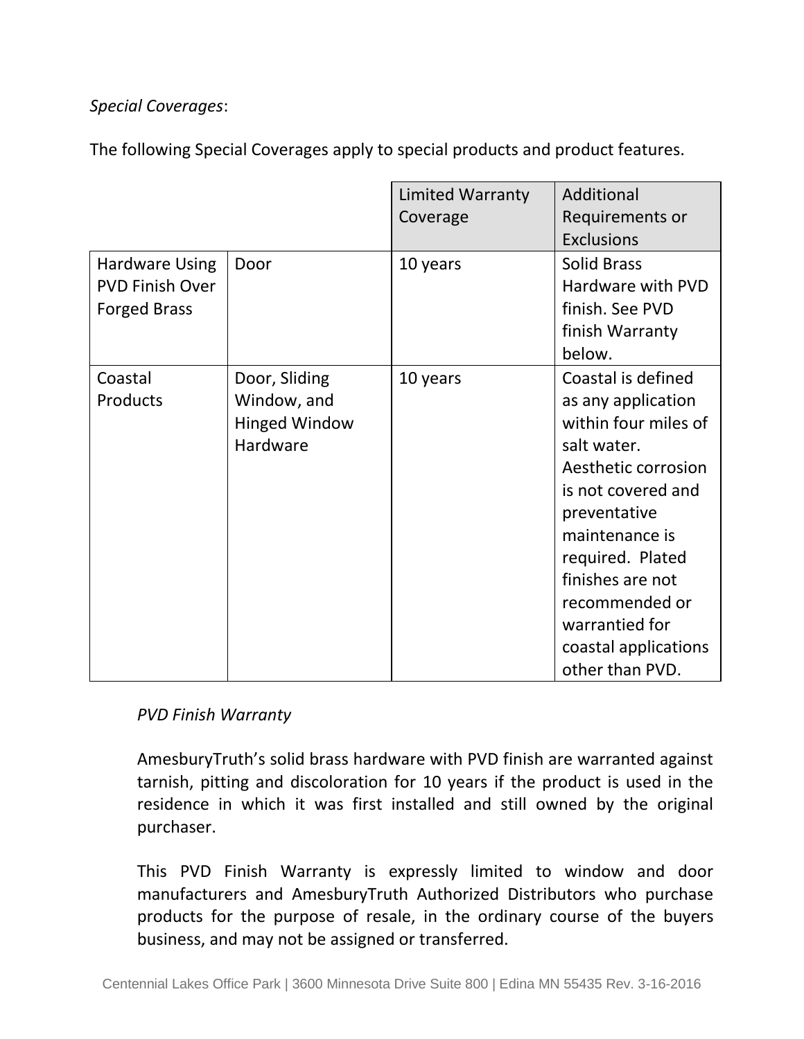*Special Coverages*:

The following Special Coverages apply to special products and product features.

| | | Limited Warranty Coverage | Additional Requirements or Exclusions |
|---|---|---|---|
| Hardware Using PVD Finish Over Forged Brass | Door | 10 years | Solid Brass Hardware with PVD finish. See PVD finish Warranty below. |
| Coastal Products | Door, Sliding Window, and Hinged Window Hardware | 10 years | Coastal is defined as any application within four miles of salt water. Aesthetic corrosion is not covered and preventative maintenance is required. Plated finishes are not recommended or warrantied for coastal applications other than PVD. |

*PVD Finish Warranty*

AmesburyTruth's solid brass hardware with PVD finish are warranted against tarnish, pitting and discoloration for 10 years if the product is used in the residence in which it was first installed and still owned by the original purchaser.

This PVD Finish Warranty is expressly limited to window and door manufacturers and AmesburyTruth Authorized Distributors who purchase products for the purpose of resale, in the ordinary course of the buyers business, and may not be assigned or transferred.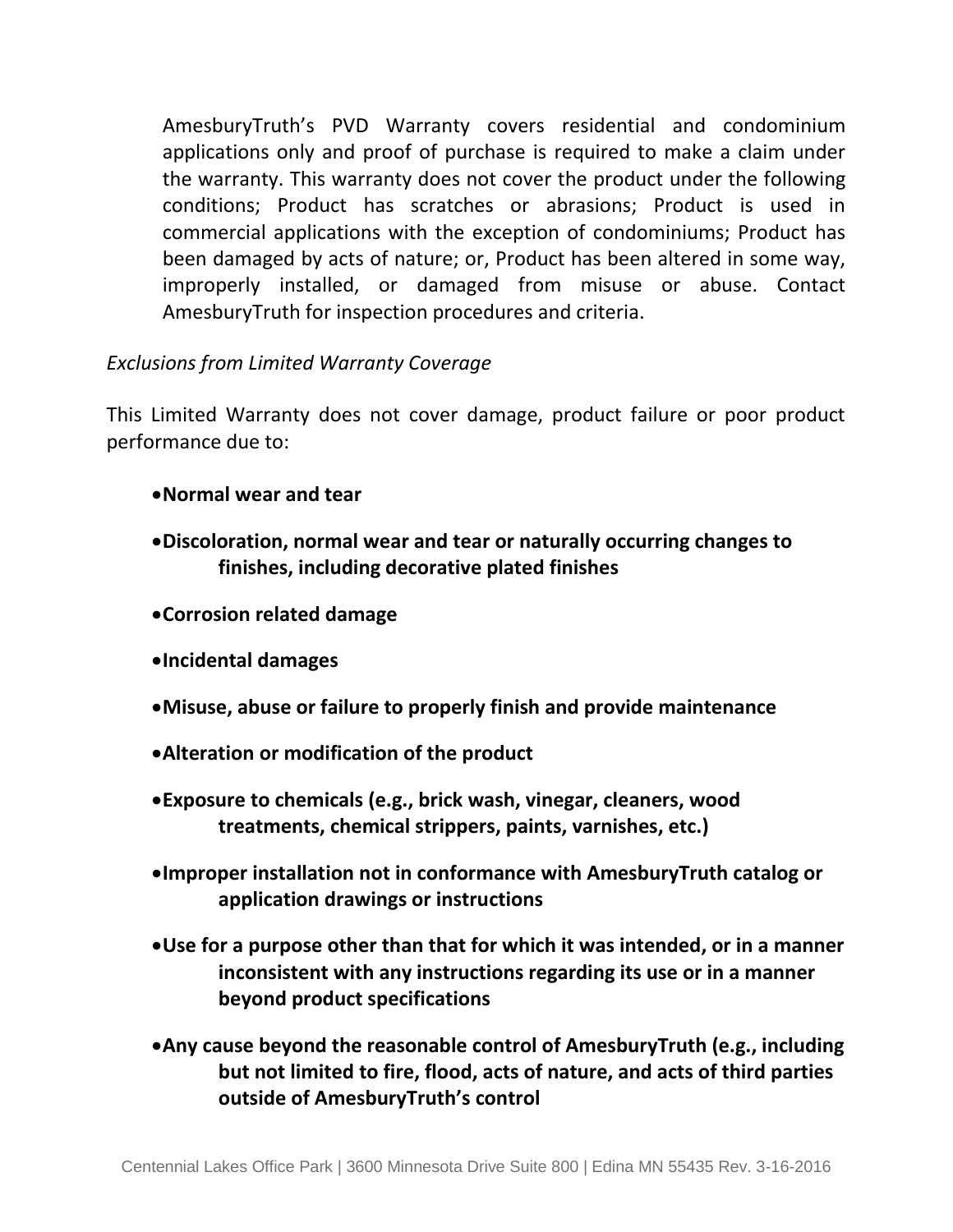AmesburyTruth's PVD Warranty covers residential and condominium applications only and proof of purchase is required to make a claim under the warranty. This warranty does not cover the product under the following conditions; Product has scratches or abrasions; Product is used in commercial applications with the exception of condominiums; Product has been damaged by acts of nature; or, Product has been altered in some way, improperly installed, or damaged from misuse or abuse. Contact AmesburyTruth for inspection procedures and criteria.

*Exclusions from Limited Warranty Coverage*

This Limited Warranty does not cover damage, product failure or poor product performance due to:

- **Normal wear and tear**
- **Discoloration, normal wear and tear or naturally occurring changes to finishes, including decorative plated finishes**
- **Corrosion related damage**
- **Incidental damages**
- **Misuse, abuse or failure to properly finish and provide maintenance**
- **Alteration or modification of the product**
- **Exposure to chemicals (e.g., brick wash, vinegar, cleaners, wood treatments, chemical strippers, paints, varnishes, etc.)**
- **Improper installation not in conformance with AmesburyTruth catalog or application drawings or instructions**
- **Use for a purpose other than that for which it was intended, or in a manner inconsistent with any instructions regarding its use or in a manner beyond product specifications**
- **Any cause beyond the reasonable control of AmesburyTruth (e.g., including but not limited to fire, flood, acts of nature, and acts of third parties outside of AmesburyTruth's control**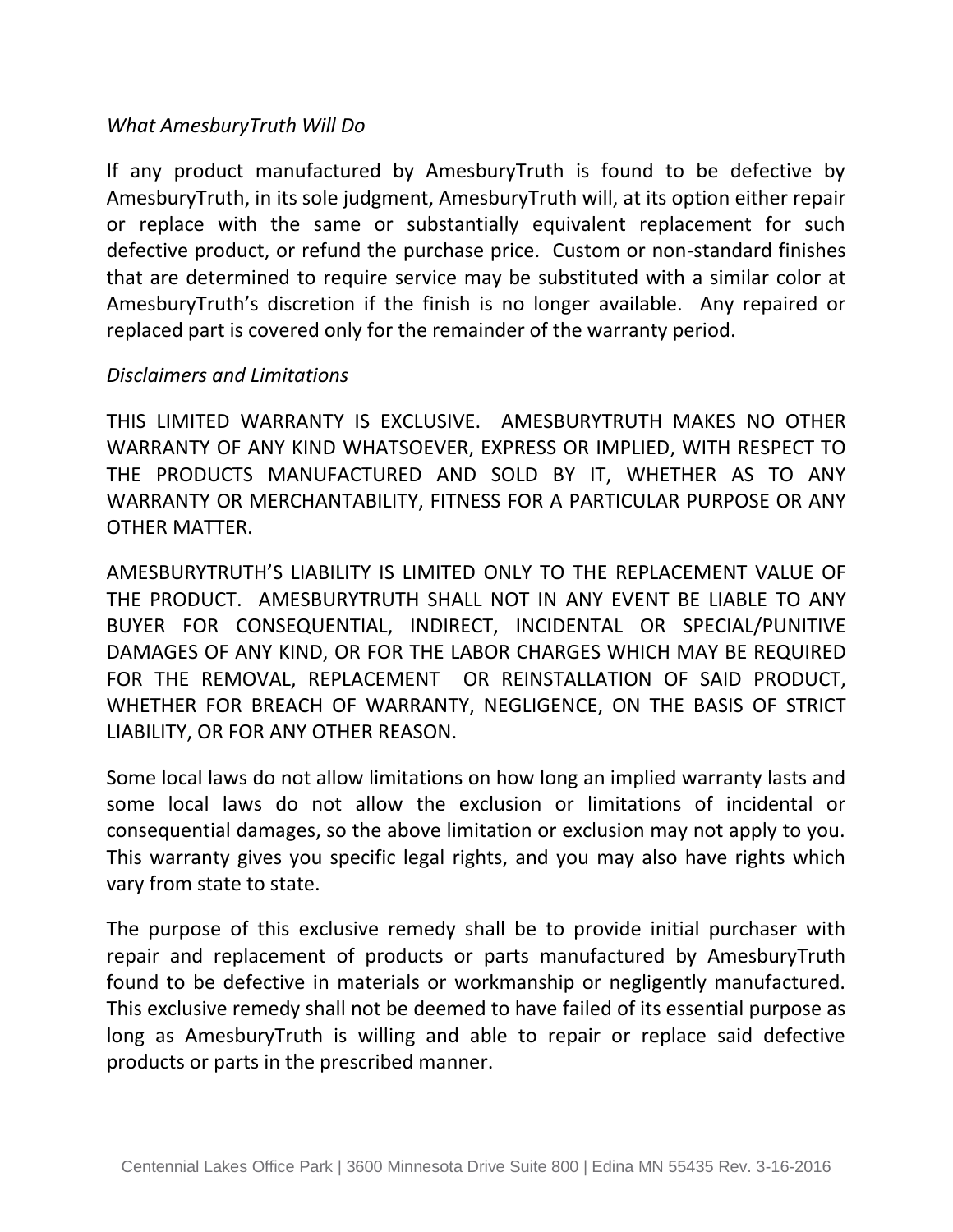*What AmesburyTruth Will Do*

If any product manufactured by AmesburyTruth is found to be defective by AmesburyTruth, in its sole judgment, AmesburyTruth will, at its option either repair or replace with the same or substantially equivalent replacement for such defective product, or refund the purchase price. Custom or non-standard finishes that are determined to require service may be substituted with a similar color at AmesburyTruth's discretion if the finish is no longer available. Any repaired or replaced part is covered only for the remainder of the warranty period.

*Disclaimers and Limitations*

THIS LIMITED WARRANTY IS EXCLUSIVE. AMESBURYTRUTH MAKES NO OTHER WARRANTY OF ANY KIND WHATSOEVER, EXPRESS OR IMPLIED, WITH RESPECT TO THE PRODUCTS MANUFACTURED AND SOLD BY IT, WHETHER AS TO ANY WARRANTY OR MERCHANTABILITY, FITNESS FOR A PARTICULAR PURPOSE OR ANY OTHER MATTER.

AMESBURYTRUTH'S LIABILITY IS LIMITED ONLY TO THE REPLACEMENT VALUE OF THE PRODUCT. AMESBURYTRUTH SHALL NOT IN ANY EVENT BE LIABLE TO ANY BUYER FOR CONSEQUENTIAL, INDIRECT, INCIDENTAL OR SPECIAL/PUNITIVE DAMAGES OF ANY KIND, OR FOR THE LABOR CHARGES WHICH MAY BE REQUIRED FOR THE REMOVAL, REPLACEMENT OR REINSTALLATION OF SAID PRODUCT, WHETHER FOR BREACH OF WARRANTY, NEGLIGENCE, ON THE BASIS OF STRICT LIABILITY, OR FOR ANY OTHER REASON.

Some local laws do not allow limitations on how long an implied warranty lasts and some local laws do not allow the exclusion or limitations of incidental or consequential damages, so the above limitation or exclusion may not apply to you. This warranty gives you specific legal rights, and you may also have rights which vary from state to state.

The purpose of this exclusive remedy shall be to provide initial purchaser with repair and replacement of products or parts manufactured by AmesburyTruth found to be defective in materials or workmanship or negligently manufactured. This exclusive remedy shall not be deemed to have failed of its essential purpose as long as AmesburyTruth is willing and able to repair or replace said defective products or parts in the prescribed manner.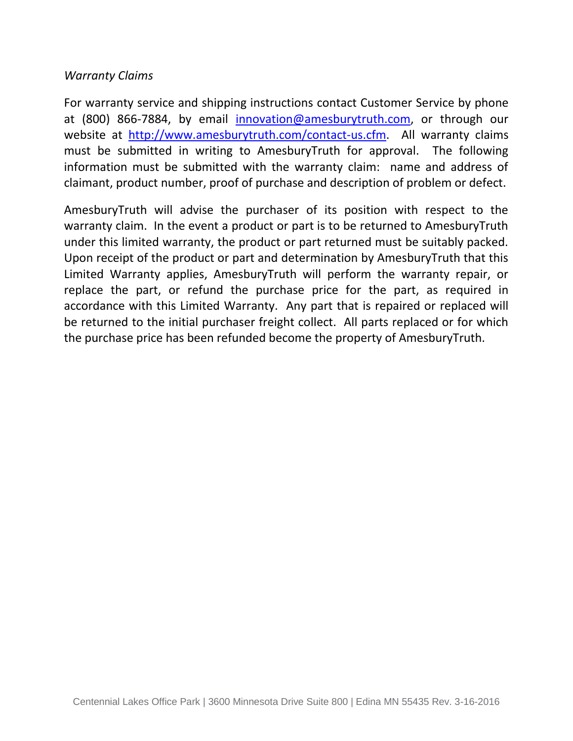*Warranty Claims*

For warranty service and shipping instructions contact Customer Service by phone at (800) 866-7884, by email innovation@amesburytruth.com, or through our website at http://www.amesburytruth.com/contact-us.cfm. All warranty claims must be submitted in writing to AmesburyTruth for approval. The following information must be submitted with the warranty claim: name and address of claimant, product number, proof of purchase and description of problem or defect.

AmesburyTruth will advise the purchaser of its position with respect to the warranty claim. In the event a product or part is to be returned to AmesburyTruth under this limited warranty, the product or part returned must be suitably packed. Upon receipt of the product or part and determination by AmesburyTruth that this Limited Warranty applies, AmesburyTruth will perform the warranty repair, or replace the part, or refund the purchase price for the part, as required in accordance with this Limited Warranty. Any part that is repaired or replaced will be returned to the initial purchaser freight collect. All parts replaced or for which the purchase price has been refunded become the property of AmesburyTruth.